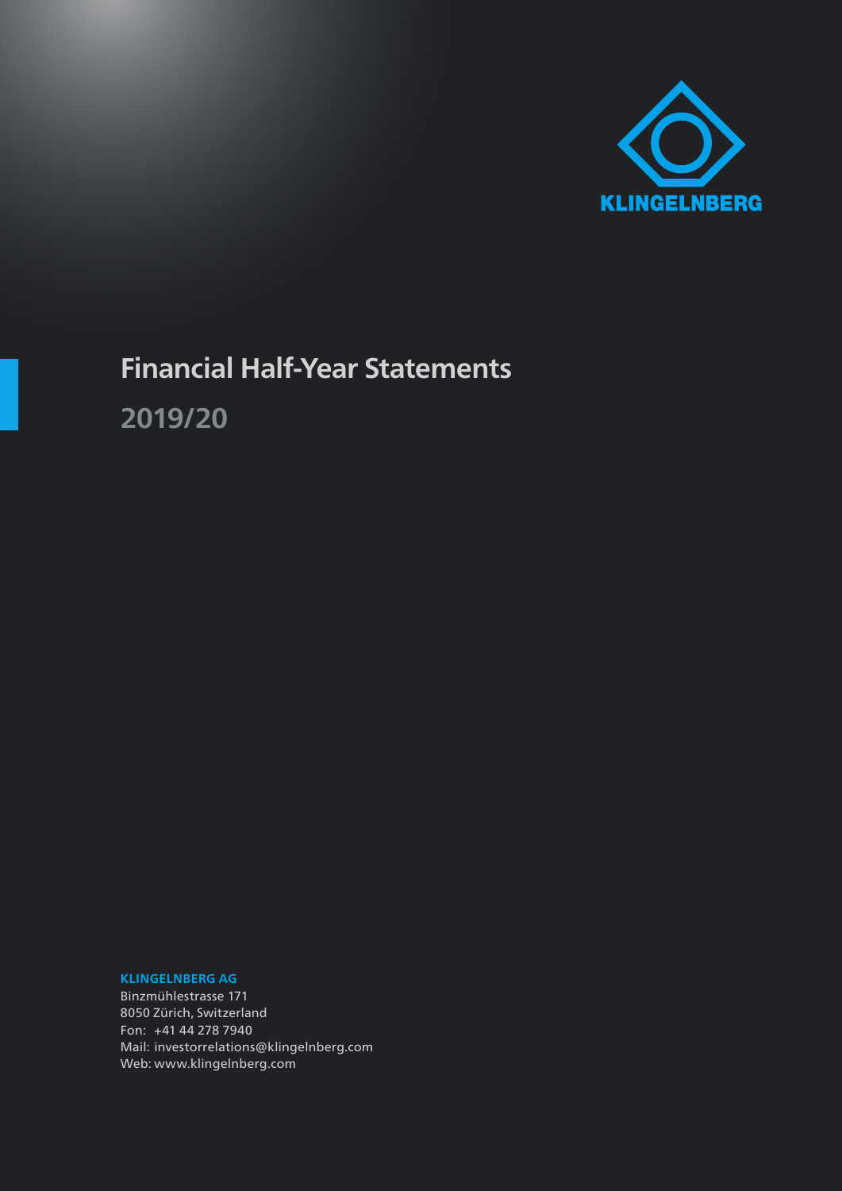KLINGELNBERG

# Financial Half-Year Statements

## 2019/20

**KLINGELNBERG AG**
Binzmühlestrasse 171
8050 Zürich, Switzerland
Fon: +41 44 278 7940
Mail: investorrelations@klingelnberg.com
Web: www.klingelnberg.com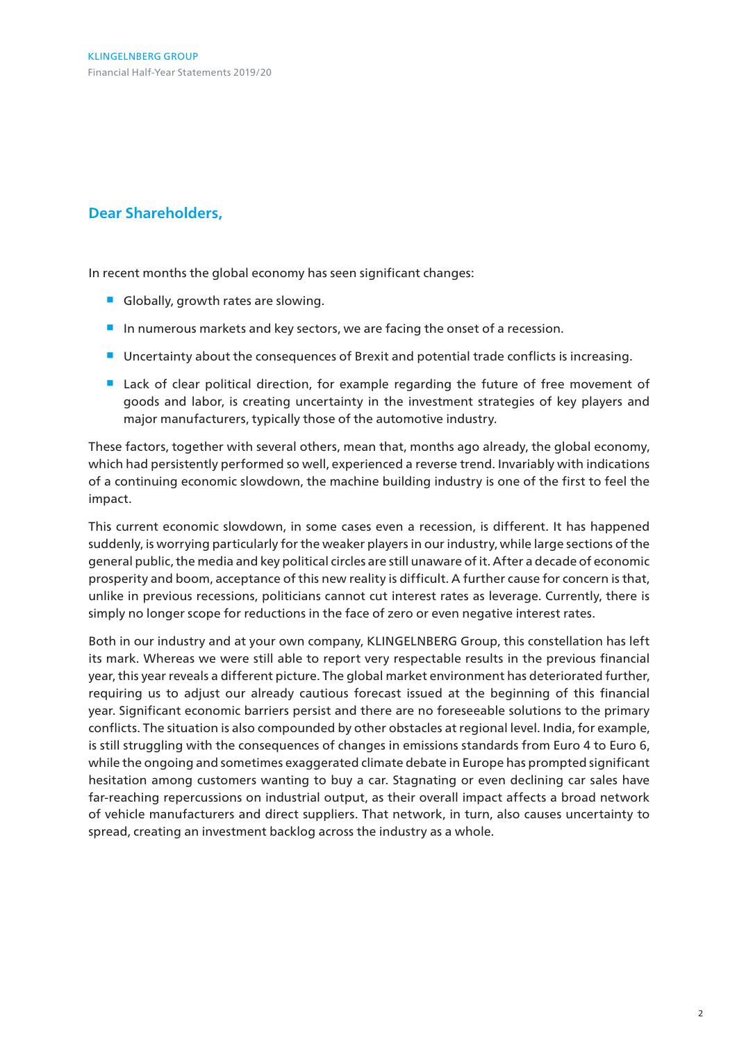## Dear Shareholders,

In recent months the global economy has seen significant changes:

- Globally, growth rates are slowing.
- In numerous markets and key sectors, we are facing the onset of a recession.
- Uncertainty about the consequences of Brexit and potential trade conflicts is increasing.
- Lack of clear political direction, for example regarding the future of free movement of goods and labor, is creating uncertainty in the investment strategies of key players and major manufacturers, typically those of the automotive industry.

These factors, together with several others, mean that, months ago already, the global economy, which had persistently performed so well, experienced a reverse trend. Invariably with indications of a continuing economic slowdown, the machine building industry is one of the first to feel the impact.

This current economic slowdown, in some cases even a recession, is different. It has happened suddenly, is worrying particularly for the weaker players in our industry, while large sections of the general public, the media and key political circles are still unaware of it. After a decade of economic prosperity and boom, acceptance of this new reality is difficult. A further cause for concern is that, unlike in previous recessions, politicians cannot cut interest rates as leverage. Currently, there is simply no longer scope for reductions in the face of zero or even negative interest rates.

Both in our industry and at your own company, KLINGELNBERG Group, this constellation has left its mark. Whereas we were still able to report very respectable results in the previous financial year, this year reveals a different picture. The global market environment has deteriorated further, requiring us to adjust our already cautious forecast issued at the beginning of this financial year. Significant economic barriers persist and there are no foreseeable solutions to the primary conflicts. The situation is also compounded by other obstacles at regional level. India, for example, is still struggling with the consequences of changes in emissions standards from Euro 4 to Euro 6, while the ongoing and sometimes exaggerated climate debate in Europe has prompted significant hesitation among customers wanting to buy a car. Stagnating or even declining car sales have far-reaching repercussions on industrial output, as their overall impact affects a broad network of vehicle manufacturers and direct suppliers. That network, in turn, also causes uncertainty to spread, creating an investment backlog across the industry as a whole.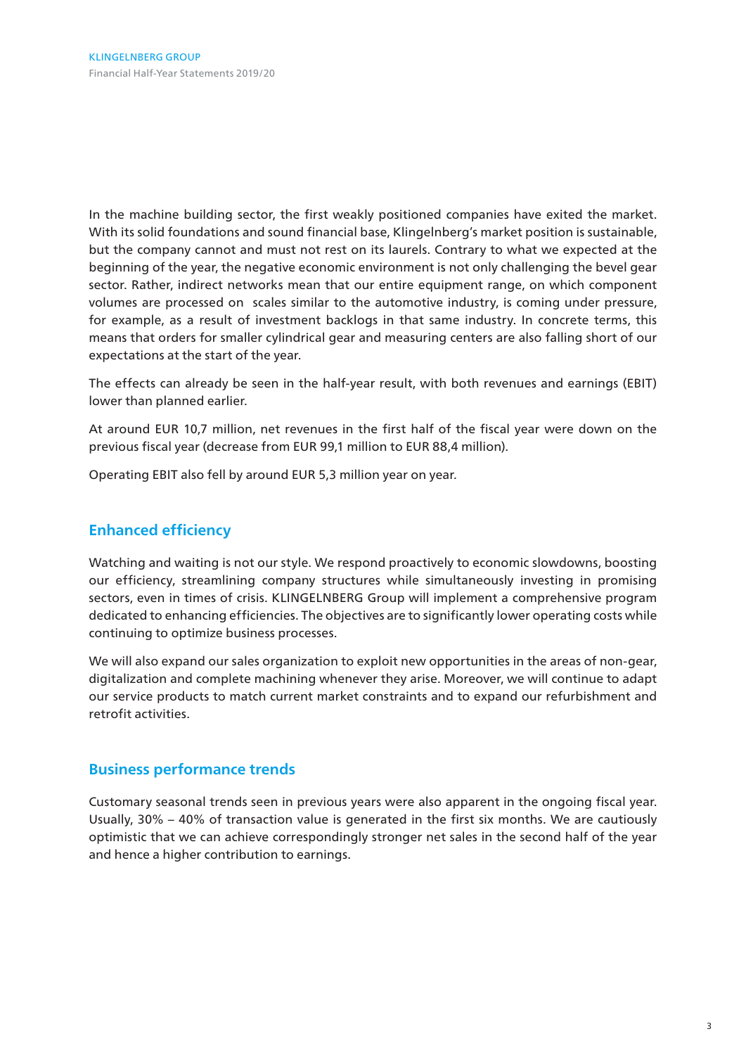In the machine building sector, the first weakly positioned companies have exited the market. With its solid foundations and sound financial base, Klingelnberg's market position is sustainable, but the company cannot and must not rest on its laurels. Contrary to what we expected at the beginning of the year, the negative economic environment is not only challenging the bevel gear sector. Rather, indirect networks mean that our entire equipment range, on which component volumes are processed on  scales similar to the automotive industry, is coming under pressure, for example, as a result of investment backlogs in that same industry. In concrete terms, this means that orders for smaller cylindrical gear and measuring centers are also falling short of our expectations at the start of the year.

The effects can already be seen in the half-year result, with both revenues and earnings (EBIT) lower than planned earlier.

At around EUR 10,7 million, net revenues in the first half of the fiscal year were down on the previous fiscal year (decrease from EUR 99,1 million to EUR 88,4 million).

Operating EBIT also fell by around EUR 5,3 million year on year.

## Enhanced efficiency

Watching and waiting is not our style. We respond proactively to economic slowdowns, boosting our efficiency, streamlining company structures while simultaneously investing in promising sectors, even in times of crisis. KLINGELNBERG Group will implement a comprehensive program dedicated to enhancing efficiencies. The objectives are to significantly lower operating costs while continuing to optimize business processes.

We will also expand our sales organization to exploit new opportunities in the areas of non-gear, digitalization and complete machining whenever they arise. Moreover, we will continue to adapt our service products to match current market constraints and to expand our refurbishment and retrofit activities.

## Business performance trends

Customary seasonal trends seen in previous years were also apparent in the ongoing fiscal year. Usually, 30% – 40% of transaction value is generated in the first six months. We are cautiously optimistic that we can achieve correspondingly stronger net sales in the second half of the year and hence a higher contribution to earnings.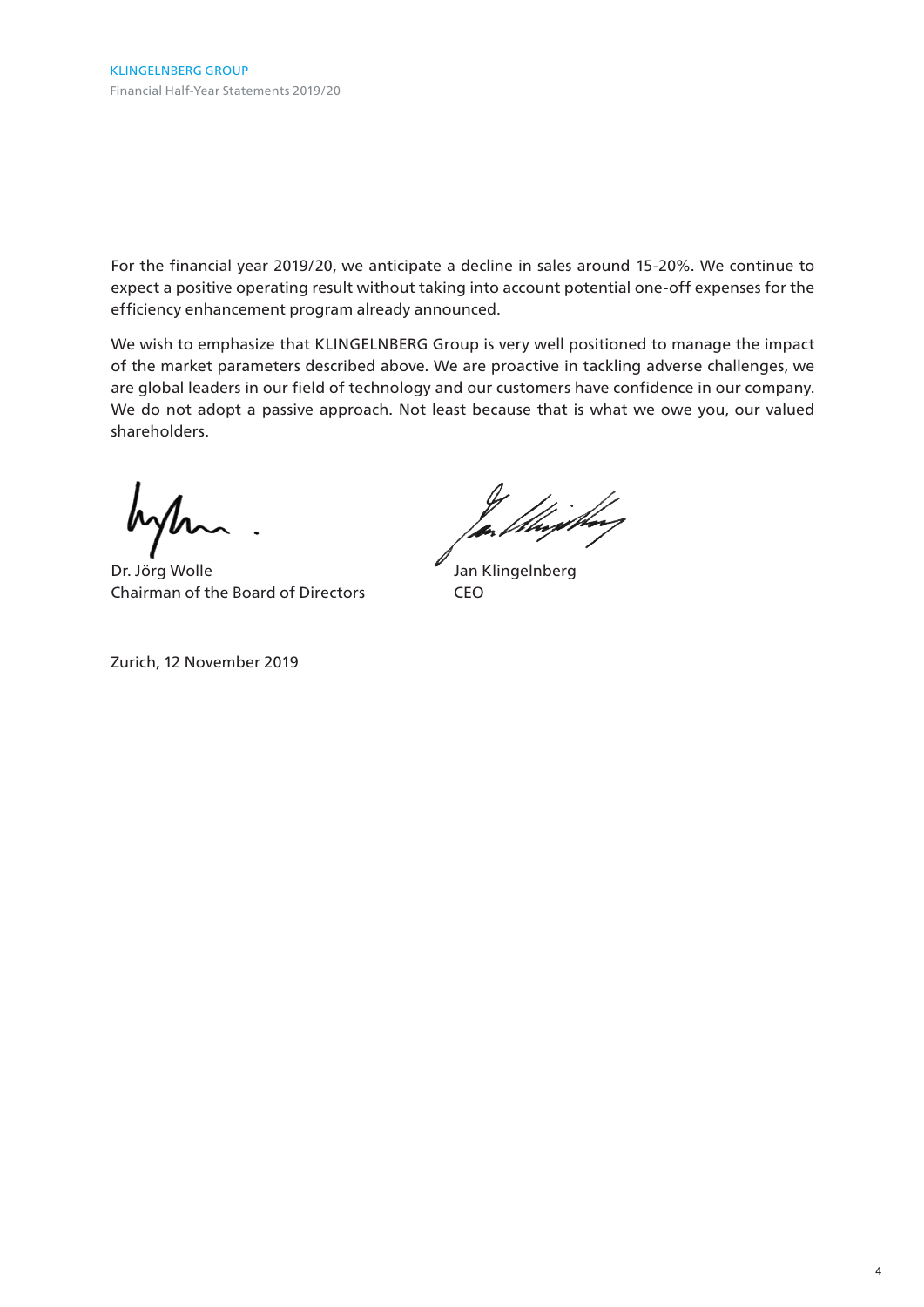For the financial year 2019/20, we anticipate a decline in sales around 15-20%. We continue to expect a positive operating result without taking into account potential one-off expenses for the efficiency enhancement program already announced.

We wish to emphasize that KLINGELNBERG Group is very well positioned to manage the impact of the market parameters described above. We are proactive in tackling adverse challenges, we are global leaders in our field of technology and our customers have confidence in our company. We do not adopt a passive approach. Not least because that is what we owe you, our valued shareholders.

Dr. Jörg Wolle
Chairman of the Board of Directors

Jan Klingelnberg
CEO

Zurich, 12 November 2019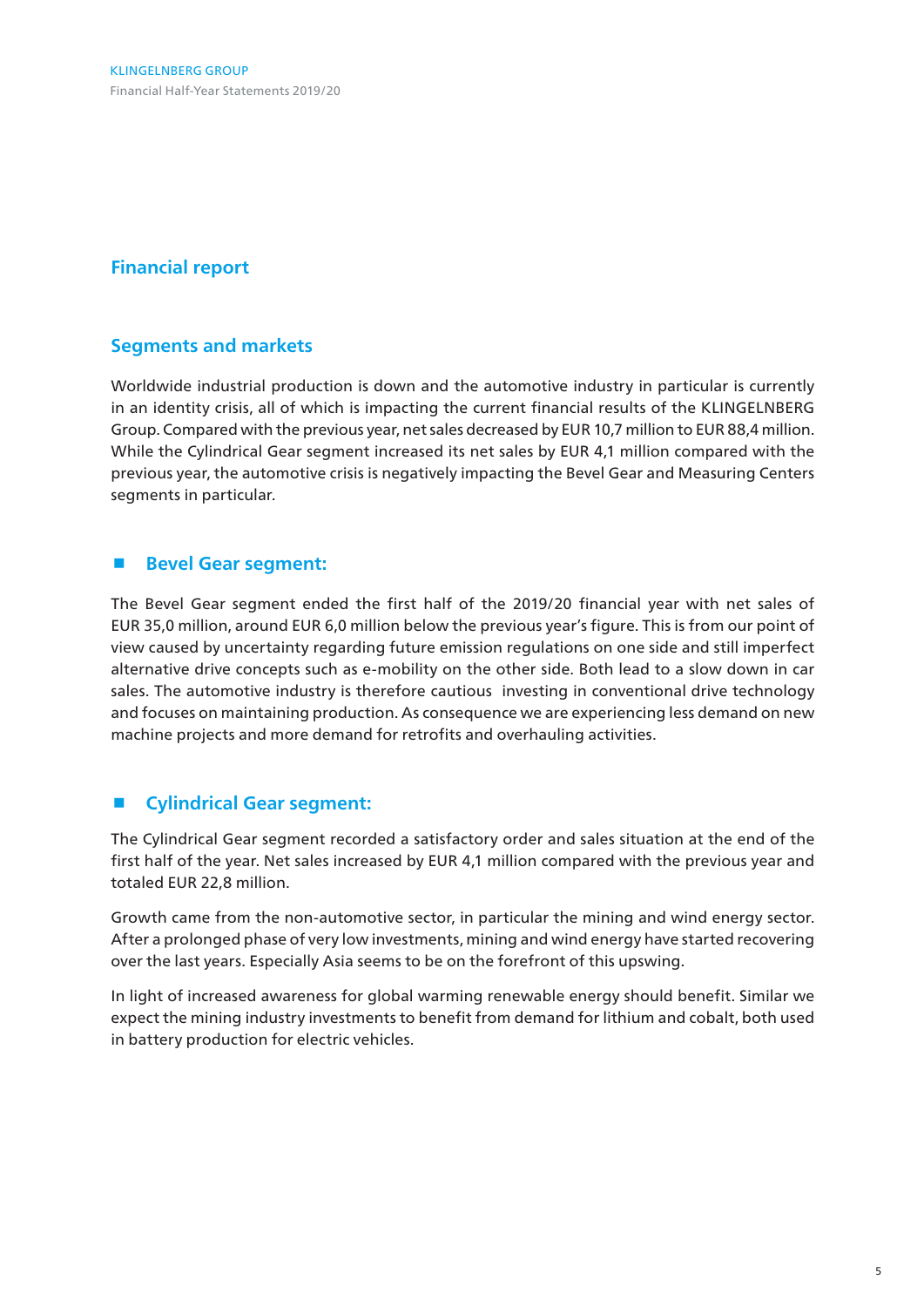## Financial report

### Segments and markets

Worldwide industrial production is down and the automotive industry in particular is currently in an identity crisis, all of which is impacting the current financial results of the KLINGELNBERG Group. Compared with the previous year, net sales decreased by EUR 10,7 million to EUR 88,4 million. While the Cylindrical Gear segment increased its net sales by EUR 4,1 million compared with the previous year, the automotive crisis is negatively impacting the Bevel Gear and Measuring Centers segments in particular.

#### Bevel Gear segment:

The Bevel Gear segment ended the first half of the 2019/20 financial year with net sales of EUR 35,0 million, around EUR 6,0 million below the previous year's figure. This is from our point of view caused by uncertainty regarding future emission regulations on one side and still imperfect alternative drive concepts such as e-mobility on the other side. Both lead to a slow down in car sales. The automotive industry is therefore cautious investing in conventional drive technology and focuses on maintaining production. As consequence we are experiencing less demand on new machine projects and more demand for retrofits and overhauling activities.

#### Cylindrical Gear segment:

The Cylindrical Gear segment recorded a satisfactory order and sales situation at the end of the first half of the year. Net sales increased by EUR 4,1 million compared with the previous year and totaled EUR 22,8 million.

Growth came from the non-automotive sector, in particular the mining and wind energy sector. After a prolonged phase of very low investments, mining and wind energy have started recovering over the last years. Especially Asia seems to be on the forefront of this upswing.

In light of increased awareness for global warming renewable energy should benefit. Similar we expect the mining industry investments to benefit from demand for lithium and cobalt, both used in battery production for electric vehicles.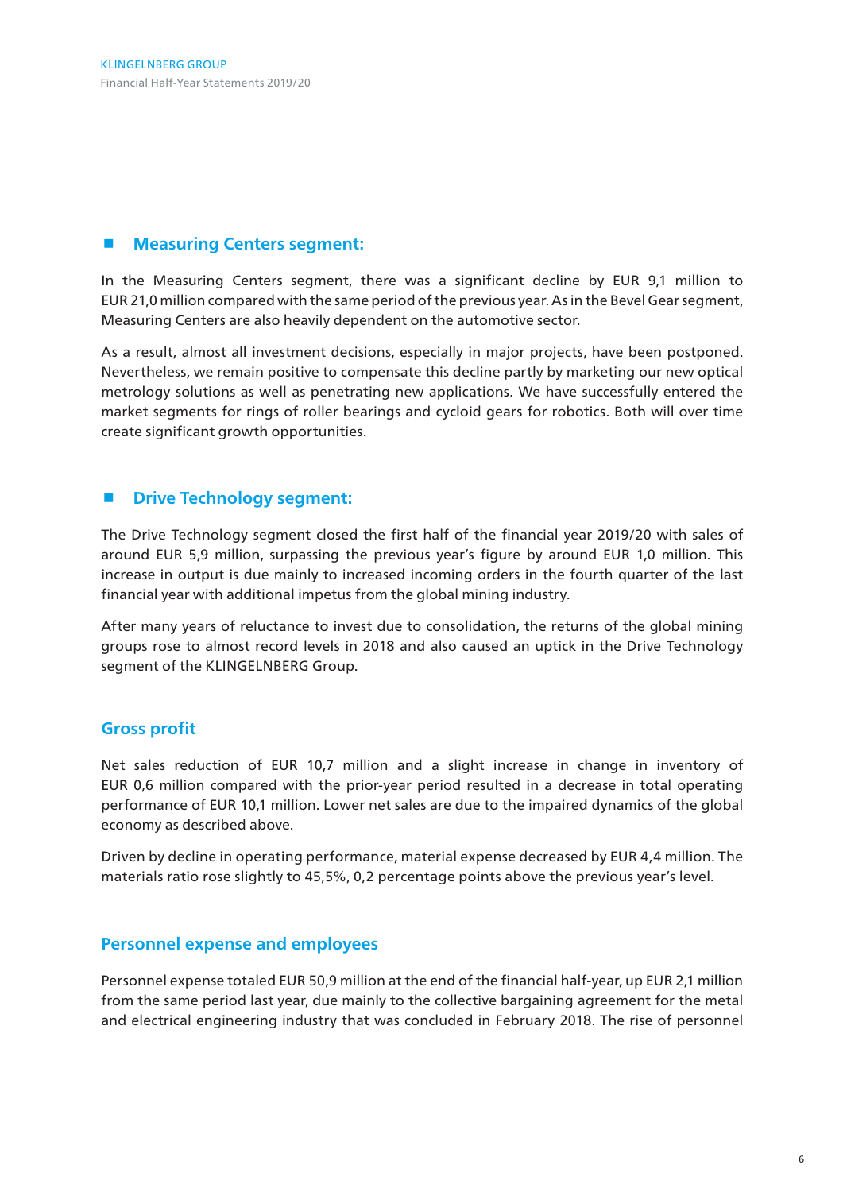## Measuring Centers segment:

In the Measuring Centers segment, there was a significant decline by EUR 9,1 million to EUR 21,0 million compared with the same period of the previous year. As in the Bevel Gear segment, Measuring Centers are also heavily dependent on the automotive sector.

As a result, almost all investment decisions, especially in major projects, have been postponed. Nevertheless, we remain positive to compensate this decline partly by marketing our new optical metrology solutions as well as penetrating new applications. We have successfully entered the market segments for rings of roller bearings and cycloid gears for robotics. Both will over time create significant growth opportunities.

## Drive Technology segment:

The Drive Technology segment closed the first half of the financial year 2019/20 with sales of around EUR 5,9 million, surpassing the previous year's figure by around EUR 1,0 million. This increase in output is due mainly to increased incoming orders in the fourth quarter of the last financial year with additional impetus from the global mining industry.

After many years of reluctance to invest due to consolidation, the returns of the global mining groups rose to almost record levels in 2018 and also caused an uptick in the Drive Technology segment of the KLINGELNBERG Group.

## Gross profit

Net sales reduction of EUR 10,7 million and a slight increase in change in inventory of EUR 0,6 million compared with the prior-year period resulted in a decrease in total operating performance of EUR 10,1 million. Lower net sales are due to the impaired dynamics of the global economy as described above.

Driven by decline in operating performance, material expense decreased by EUR 4,4 million. The materials ratio rose slightly to 45,5%, 0,2 percentage points above the previous year's level.

## Personnel expense and employees

Personnel expense totaled EUR 50,9 million at the end of the financial half-year, up EUR 2,1 million from the same period last year, due mainly to the collective bargaining agreement for the metal and electrical engineering industry that was concluded in February 2018. The rise of personnel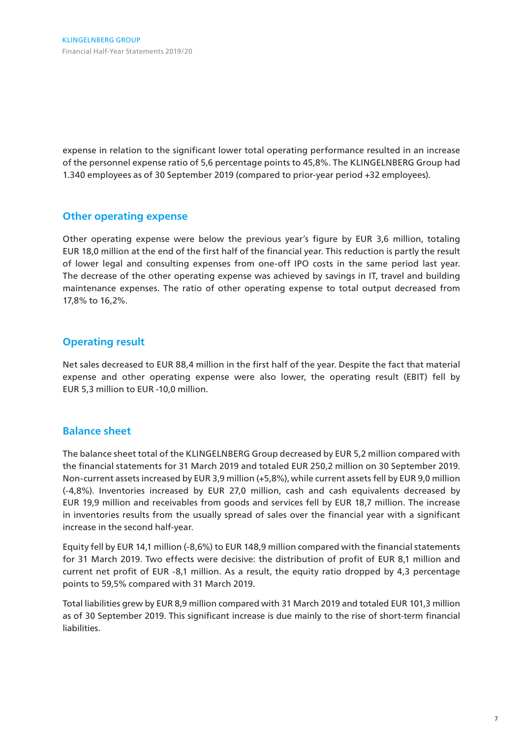expense in relation to the significant lower total operating performance resulted in an increase of the personnel expense ratio of 5,6 percentage points to 45,8%. The KLINGELNBERG Group had 1.340 employees as of 30 September 2019 (compared to prior-year period +32 employees).

## Other operating expense

Other operating expense were below the previous year's figure by EUR 3,6 million, totaling EUR 18,0 million at the end of the first half of the financial year. This reduction is partly the result of lower legal and consulting expenses from one-off IPO costs in the same period last year. The decrease of the other operating expense was achieved by savings in IT, travel and building maintenance expenses. The ratio of other operating expense to total output decreased from 17,8% to 16,2%.

## Operating result

Net sales decreased to EUR 88,4 million in the first half of the year. Despite the fact that material expense and other operating expense were also lower, the operating result (EBIT) fell by EUR 5,3 million to EUR -10,0 million.

## Balance sheet

The balance sheet total of the KLINGELNBERG Group decreased by EUR 5,2 million compared with the financial statements for 31 March 2019 and totaled EUR 250,2 million on 30 September 2019. Non-current assets increased by EUR 3,9 million (+5,8%), while current assets fell by EUR 9,0 million (-4,8%). Inventories increased by EUR 27,0 million, cash and cash equivalents decreased by EUR 19,9 million and receivables from goods and services fell by EUR 18,7 million. The increase in inventories results from the usually spread of sales over the financial year with a significant increase in the second half-year.

Equity fell by EUR 14,1 million (-8,6%) to EUR 148,9 million compared with the financial statements for 31 March 2019. Two effects were decisive: the distribution of profit of EUR 8,1 million and current net profit of EUR -8,1 million. As a result, the equity ratio dropped by 4,3 percentage points to 59,5% compared with 31 March 2019.

Total liabilities grew by EUR 8,9 million compared with 31 March 2019 and totaled EUR 101,3 million as of 30 September 2019. This significant increase is due mainly to the rise of short-term financial liabilities.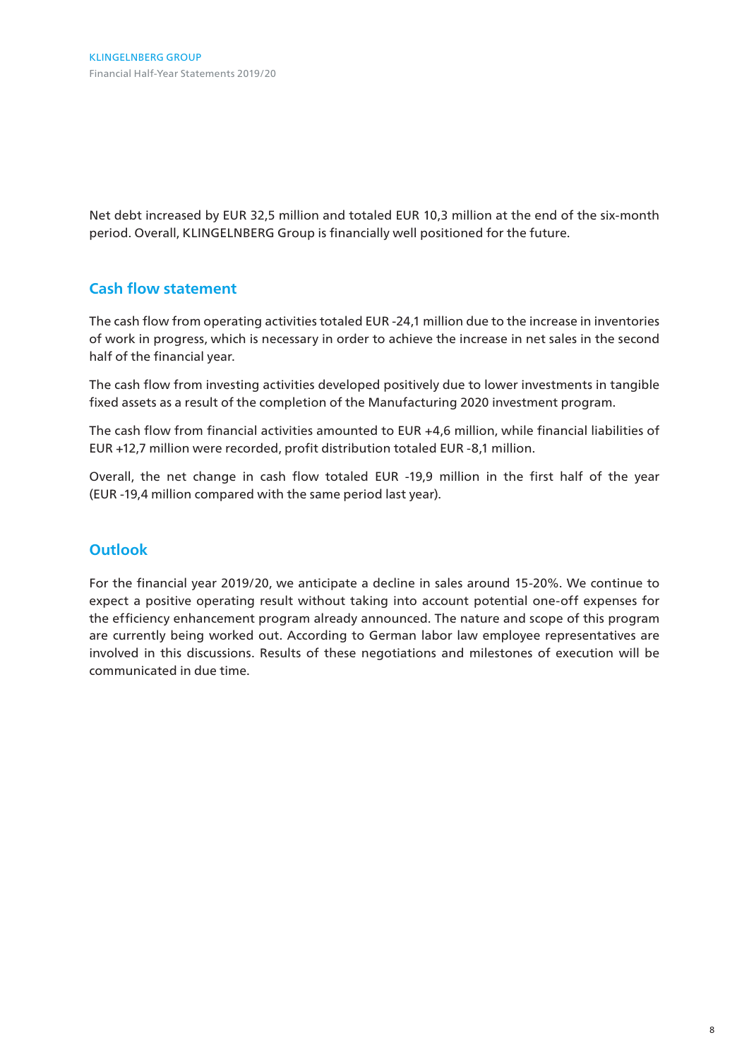Net debt increased by EUR 32,5 million and totaled EUR 10,3 million at the end of the six-month period. Overall, KLINGELNBERG Group is financially well positioned for the future.

## Cash flow statement

The cash flow from operating activities totaled EUR -24,1 million due to the increase in inventories of work in progress, which is necessary in order to achieve the increase in net sales in the second half of the financial year.

The cash flow from investing activities developed positively due to lower investments in tangible fixed assets as a result of the completion of the Manufacturing 2020 investment program.

The cash flow from financial activities amounted to EUR +4,6 million, while financial liabilities of EUR +12,7 million were recorded, profit distribution totaled EUR -8,1 million.

Overall, the net change in cash flow totaled EUR -19,9 million in the first half of the year (EUR -19,4 million compared with the same period last year).

## Outlook

For the financial year 2019/20, we anticipate a decline in sales around 15-20%. We continue to expect a positive operating result without taking into account potential one-off expenses for the efficiency enhancement program already announced. The nature and scope of this program are currently being worked out. According to German labor law employee representatives are involved in this discussions. Results of these negotiations and milestones of execution will be communicated in due time.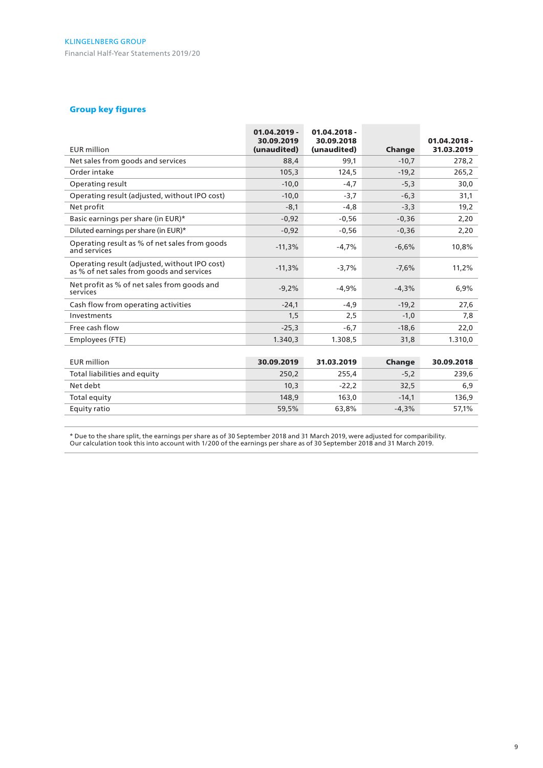## Group key figures

| EUR million | 01.04.2019 - 30.09.2019 (unaudited) | 01.04.2018 - 30.09.2018 (unaudited) | Change | 01.04.2018 - 31.03.2019 |
|---|---|---|---|---|
| Net sales from goods and services | 88,4 | 99,1 | -10,7 | 278,2 |
| Order intake | 105,3 | 124,5 | -19,2 | 265,2 |
| Operating result | -10,0 | -4,7 | -5,3 | 30,0 |
| Operating result (adjusted, without IPO cost) | -10,0 | -3,7 | -6,3 | 31,1 |
| Net profit | -8,1 | -4,8 | -3,3 | 19,2 |
| Basic earnings per share (in EUR)* | -0,92 | -0,56 | -0,36 | 2,20 |
| Diluted earnings per share (in EUR)* | -0,92 | -0,56 | -0,36 | 2,20 |
| Operating result as % of net sales from goods and services | -11,3% | -4,7% | -6,6% | 10,8% |
| Operating result (adjusted, without IPO cost) as % of net sales from goods and services | -11,3% | -3,7% | -7,6% | 11,2% |
| Net profit as % of net sales from goods and services | -9,2% | -4,9% | -4,3% | 6,9% |
| Cash flow from operating activities | -24,1 | -4,9 | -19,2 | 27,6 |
| Investments | 1,5 | 2,5 | -1,0 | 7,8 |
| Free cash flow | -25,3 | -6,7 | -18,6 | 22,0 |
| Employees (FTE) | 1.340,3 | 1.308,5 | 31,8 | 1.310,0 |

| EUR million | 30.09.2019 | 31.03.2019 | Change | 30.09.2018 |
|---|---|---|---|---|
| Total liabilities and equity | 250,2 | 255,4 | -5,2 | 239,6 |
| Net debt | 10,3 | -22,2 | 32,5 | 6,9 |
| Total equity | 148,9 | 163,0 | -14,1 | 136,9 |
| Equity ratio | 59,5% | 63,8% | -4,3% | 57,1% |

* Due to the share split, the earnings per share as of 30 September 2018 and 31 March 2019, were adjusted for comparibility. Our calculation took this into account with 1/200 of the earnings per share as of 30 September 2018 and 31 March 2019.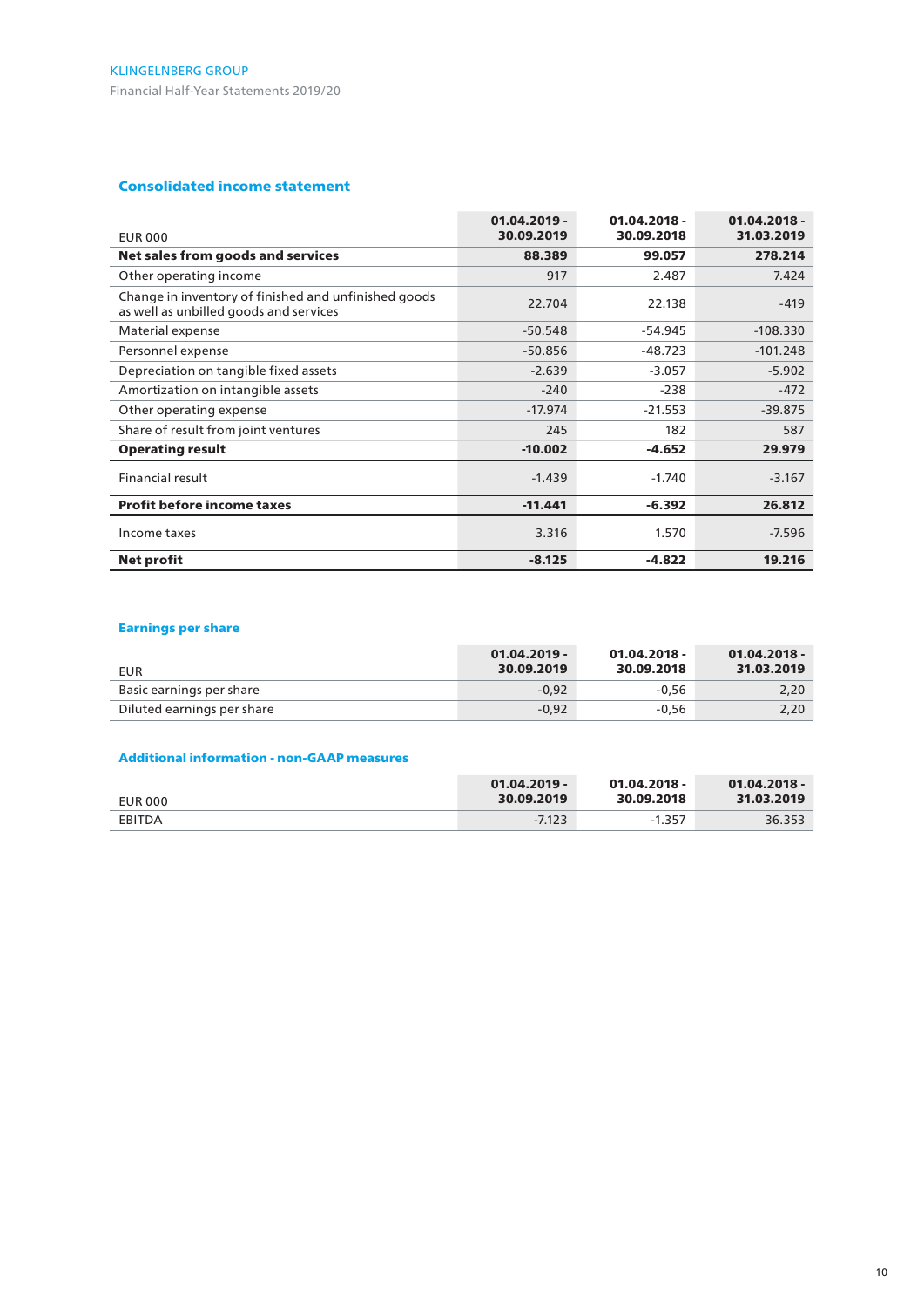## Consolidated income statement

| EUR 000 | 01.04.2019 - 30.09.2019 | 01.04.2018 - 30.09.2018 | 01.04.2018 - 31.03.2019 |
|---|---|---|---|
| **Net sales from goods and services** | **88.389** | **99.057** | **278.214** |
| Other operating income | 917 | 2.487 | 7.424 |
| Change in inventory of finished and unfinished goods as well as unbilled goods and services | 22.704 | 22.138 | -419 |
| Material expense | -50.548 | -54.945 | -108.330 |
| Personnel expense | -50.856 | -48.723 | -101.248 |
| Depreciation on tangible fixed assets | -2.639 | -3.057 | -5.902 |
| Amortization on intangible assets | -240 | -238 | -472 |
| Other operating expense | -17.974 | -21.553 | -39.875 |
| Share of result from joint ventures | 245 | 182 | 587 |
| **Operating result** | **-10.002** | **-4.652** | **29.979** |
| Financial result | -1.439 | -1.740 | -3.167 |
| **Profit before income taxes** | **-11.441** | **-6.392** | **26.812** |
| Income taxes | 3.316 | 1.570 | -7.596 |
| **Net profit** | **-8.125** | **-4.822** | **19.216** |

## Earnings per share

| EUR | 01.04.2019 - 30.09.2019 | 01.04.2018 - 30.09.2018 | 01.04.2018 - 31.03.2019 |
|---|---|---|---|
| Basic earnings per share | -0,92 | -0,56 | 2,20 |
| Diluted earnings per share | -0,92 | -0,56 | 2,20 |

## Additional information - non-GAAP measures

| EUR 000 | 01.04.2019 - 30.09.2019 | 01.04.2018 - 30.09.2018 | 01.04.2018 - 31.03.2019 |
|---|---|---|---|
| EBITDA | -7.123 | -1.357 | 36.353 |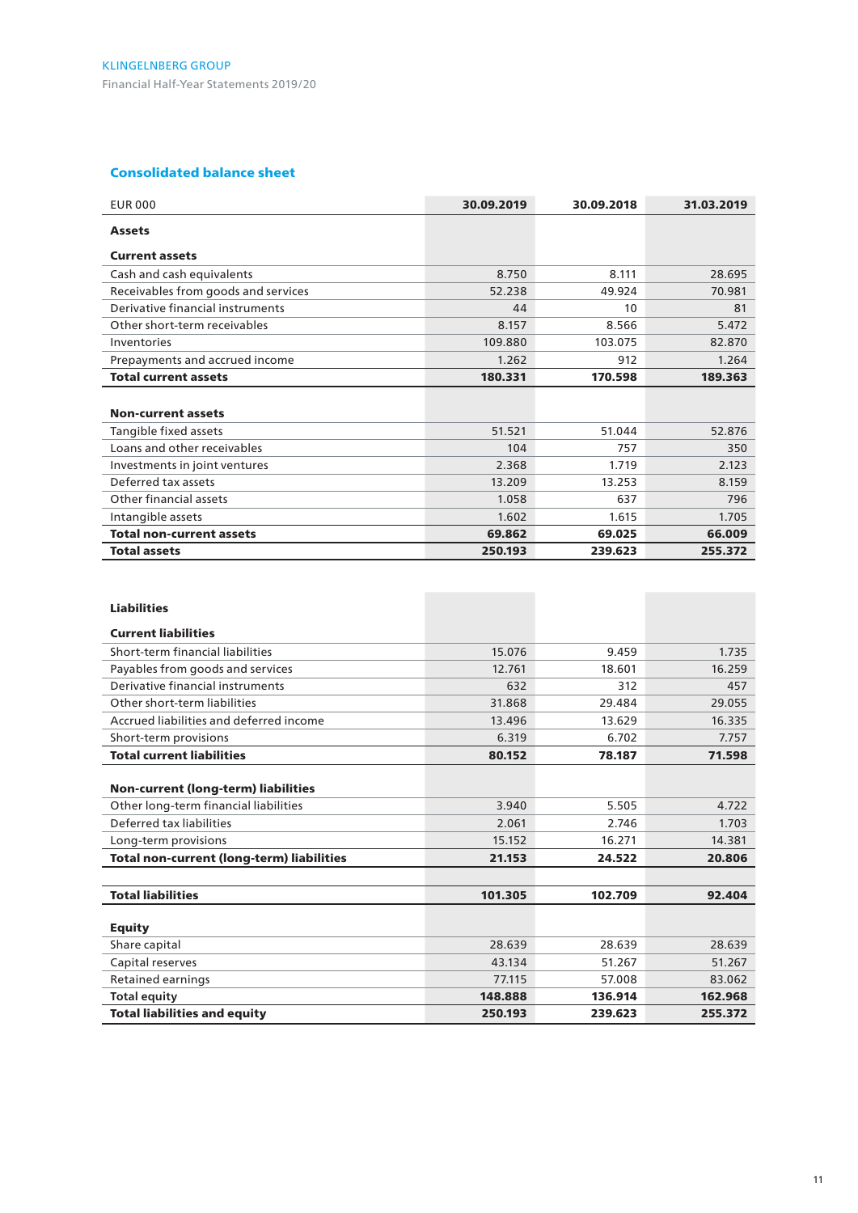## Consolidated balance sheet

| EUR 000 | 30.09.2019 | 30.09.2018 | 31.03.2019 |
|---|---|---|---|
| **Assets** | | | |
| **Current assets** | | | |
| Cash and cash equivalents | 8.750 | 8.111 | 28.695 |
| Receivables from goods and services | 52.238 | 49.924 | 70.981 |
| Derivative financial instruments | 44 | 10 | 81 |
| Other short-term receivables | 8.157 | 8.566 | 5.472 |
| Inventories | 109.880 | 103.075 | 82.870 |
| Prepayments and accrued income | 1.262 | 912 | 1.264 |
| **Total current assets** | **180.331** | **170.598** | **189.363** |
| | | | |
| **Non-current assets** | | | |
| Tangible fixed assets | 51.521 | 51.044 | 52.876 |
| Loans and other receivables | 104 | 757 | 350 |
| Investments in joint ventures | 2.368 | 1.719 | 2.123 |
| Deferred tax assets | 13.209 | 13.253 | 8.159 |
| Other financial assets | 1.058 | 637 | 796 |
| Intangible assets | 1.602 | 1.615 | 1.705 |
| **Total non-current assets** | **69.862** | **69.025** | **66.009** |
| **Total assets** | **250.193** | **239.623** | **255.372** |

| EUR 000 | 30.09.2019 | 30.09.2018 | 31.03.2019 |
|---|---|---|---|
| **Liabilities** | | | |
| **Current liabilities** | | | |
| Short-term financial liabilities | 15.076 | 9.459 | 1.735 |
| Payables from goods and services | 12.761 | 18.601 | 16.259 |
| Derivative financial instruments | 632 | 312 | 457 |
| Other short-term liabilities | 31.868 | 29.484 | 29.055 |
| Accrued liabilities and deferred income | 13.496 | 13.629 | 16.335 |
| Short-term provisions | 6.319 | 6.702 | 7.757 |
| **Total current liabilities** | **80.152** | **78.187** | **71.598** |
| | | | |
| **Non-current (long-term) liabilities** | | | |
| Other long-term financial liabilities | 3.940 | 5.505 | 4.722 |
| Deferred tax liabilities | 2.061 | 2.746 | 1.703 |
| Long-term provisions | 15.152 | 16.271 | 14.381 |
| **Total non-current (long-term) liabilities** | **21.153** | **24.522** | **20.806** |
| | | | |
| **Total liabilities** | **101.305** | **102.709** | **92.404** |
| | | | |
| **Equity** | | | |
| Share capital | 28.639 | 28.639 | 28.639 |
| Capital reserves | 43.134 | 51.267 | 51.267 |
| Retained earnings | 77.115 | 57.008 | 83.062 |
| **Total equity** | **148.888** | **136.914** | **162.968** |
| **Total liabilities and equity** | **250.193** | **239.623** | **255.372** |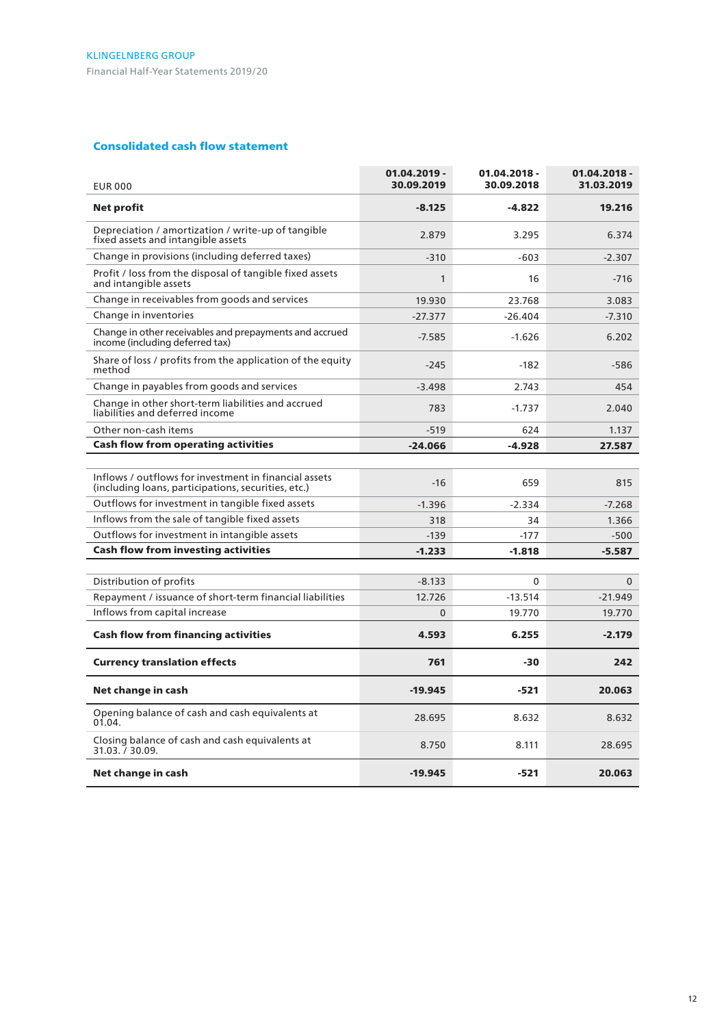## Consolidated cash flow statement

| EUR 000 | 01.04.2019 - 30.09.2019 | 01.04.2018 - 30.09.2018 | 01.04.2018 - 31.03.2019 |
|---|---|---|---|
| **Net profit** | **-8.125** | **-4.822** | **19.216** |
| Depreciation / amortization / write-up of tangible fixed assets and intangible assets | 2.879 | 3.295 | 6.374 |
| Change in provisions (including deferred taxes) | -310 | -603 | -2.307 |
| Profit / loss from the disposal of tangible fixed assets and intangible assets | 1 | 16 | -716 |
| Change in receivables from goods and services | 19.930 | 23.768 | 3.083 |
| Change in inventories | -27.377 | -26.404 | -7.310 |
| Change in other receivables and prepayments and accrued income (including deferred tax) | -7.585 | -1.626 | 6.202 |
| Share of loss / profits from the application of the equity method | -245 | -182 | -586 |
| Change in payables from goods and services | -3.498 | 2.743 | 454 |
| Change in other short-term liabilities and accrued liabilities and deferred income | 783 | -1.737 | 2.040 |
| Other non-cash items | -519 | 624 | 1.137 |
| **Cash flow from operating activities** | **-24.066** | **-4.928** | **27.587** |
| Inflows / outflows for investment in financial assets (including loans, participations, securities, etc.) | -16 | 659 | 815 |
| Outflows for investment in tangible fixed assets | -1.396 | -2.334 | -7.268 |
| Inflows from the sale of tangible fixed assets | 318 | 34 | 1.366 |
| Outflows for investment in intangible assets | -139 | -177 | -500 |
| **Cash flow from investing activities** | **-1.233** | **-1.818** | **-5.587** |
| Distribution of profits | -8.133 | 0 | 0 |
| Repayment / issuance of short-term financial liabilities | 12.726 | -13.514 | -21.949 |
| Inflows from capital increase | 0 | 19.770 | 19.770 |
| **Cash flow from financing activities** | **4.593** | **6.255** | **-2.179** |
| **Currency translation effects** | **761** | **-30** | **242** |
| **Net change in cash** | **-19.945** | **-521** | **20.063** |
| Opening balance of cash and cash equivalents at 01.04. | 28.695 | 8.632 | 8.632 |
| Closing balance of cash and cash equivalents at 31.03. / 30.09. | 8.750 | 8.111 | 28.695 |
| **Net change in cash** | **-19.945** | **-521** | **20.063** |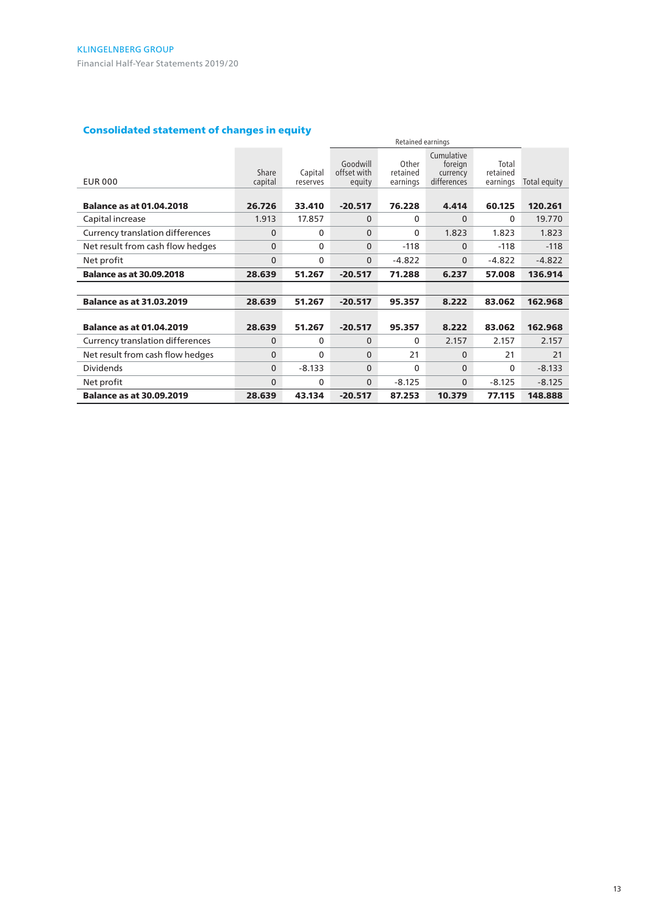## Consolidated statement of changes in equity

| EUR 000 | Share capital | Capital reserves | Retained earnings | | | | Total equity |
|---|---|---|---|---|---|---|---|
| | | | Goodwill offset with equity | Other retained earnings | Cumulative foreign currency differences | Total retained earnings | |
| **Balance as at 01.04.2018** | **26.726** | **33.410** | **-20.517** | **76.228** | **4.414** | **60.125** | **120.261** |
| Capital increase | 1.913 | 17.857 | 0 | 0 | 0 | 0 | 19.770 |
| Currency translation differences | 0 | 0 | 0 | 0 | 1.823 | 1.823 | 1.823 |
| Net result from cash flow hedges | 0 | 0 | 0 | -118 | 0 | -118 | -118 |
| Net profit | 0 | 0 | 0 | -4.822 | 0 | -4.822 | -4.822 |
| **Balance as at 30.09.2018** | **28.639** | **51.267** | **-20.517** | **71.288** | **6.237** | **57.008** | **136.914** |
| | | | | | | | |
| **Balance as at 31.03.2019** | **28.639** | **51.267** | **-20.517** | **95.357** | **8.222** | **83.062** | **162.968** |
| | | | | | | | |
| **Balance as at 01.04.2019** | **28.639** | **51.267** | **-20.517** | **95.357** | **8.222** | **83.062** | **162.968** |
| Currency translation differences | 0 | 0 | 0 | 0 | 2.157 | 2.157 | 2.157 |
| Net result from cash flow hedges | 0 | 0 | 0 | 21 | 0 | 21 | 21 |
| Dividends | 0 | -8.133 | 0 | 0 | 0 | 0 | -8.133 |
| Net profit | 0 | 0 | 0 | -8.125 | 0 | -8.125 | -8.125 |
| **Balance as at 30.09.2019** | **28.639** | **43.134** | **-20.517** | **87.253** | **10.379** | **77.115** | **148.888** |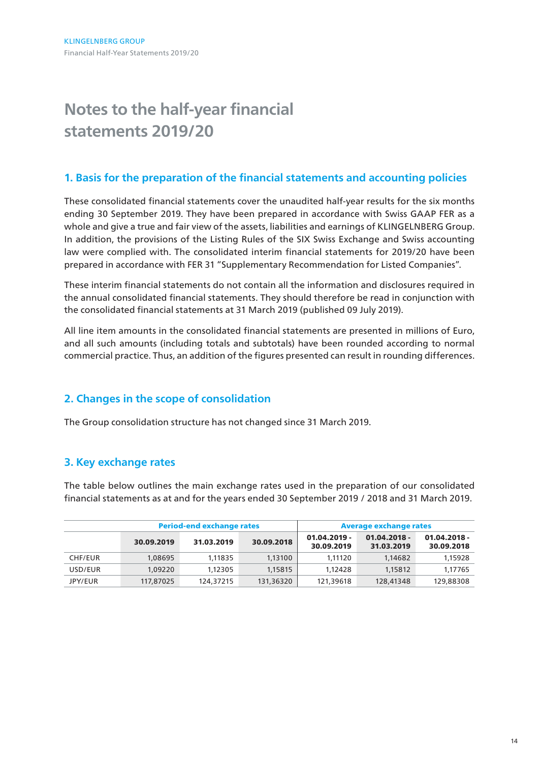# Notes to the half-year financial statements 2019/20

## 1. Basis for the preparation of the financial statements and accounting policies

These consolidated financial statements cover the unaudited half-year results for the six months ending 30 September 2019. They have been prepared in accordance with Swiss GAAP FER as a whole and give a true and fair view of the assets, liabilities and earnings of KLINGELNBERG Group. In addition, the provisions of the Listing Rules of the SIX Swiss Exchange and Swiss accounting law were complied with. The consolidated interim financial statements for 2019/20 have been prepared in accordance with FER 31 "Supplementary Recommendation for Listed Companies".

These interim financial statements do not contain all the information and disclosures required in the annual consolidated financial statements. They should therefore be read in conjunction with the consolidated financial statements at 31 March 2019 (published 09 July 2019).

All line item amounts in the consolidated financial statements are presented in millions of Euro, and all such amounts (including totals and subtotals) have been rounded according to normal commercial practice. Thus, an addition of the figures presented can result in rounding differences.

## 2. Changes in the scope of consolidation

The Group consolidation structure has not changed since 31 March 2019.

## 3. Key exchange rates

The table below outlines the main exchange rates used in the preparation of our consolidated financial statements as at and for the years ended 30 September 2019 / 2018 and 31 March 2019.

| | Period-end exchange rates | | | Average exchange rates | | |
|---|---|---|---|---|---|---|
| | **30.09.2019** | **31.03.2019** | **30.09.2018** | **01.04.2019 - 30.09.2019** | **01.04.2018 - 31.03.2019** | **01.04.2018 - 30.09.2018** |
| CHF/EUR | 1,08695 | 1,11835 | 1,13100 | 1,11120 | 1,14682 | 1,15928 |
| USD/EUR | 1,09220 | 1,12305 | 1,15815 | 1,12428 | 1,15812 | 1,17765 |
| JPY/EUR | 117,87025 | 124,37215 | 131,36320 | 121,39618 | 128,41348 | 129,88308 |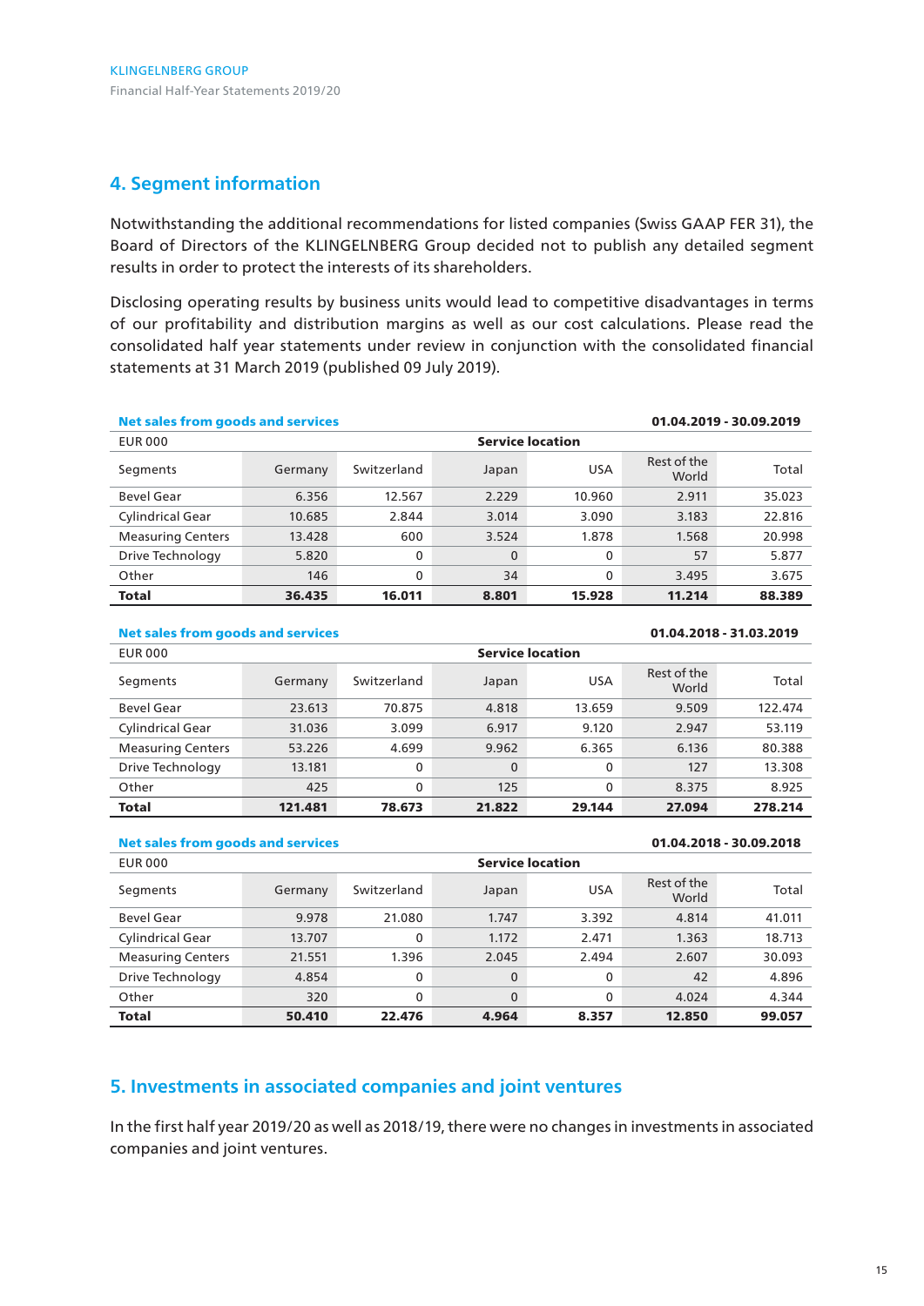## 4. Segment information

Notwithstanding the additional recommendations for listed companies (Swiss GAAP FER 31), the Board of Directors of the KLINGELNBERG Group decided not to publish any detailed segment results in order to protect the interests of its shareholders.

Disclosing operating results by business units would lead to competitive disadvantages in terms of our profitability and distribution margins as well as our cost calculations. Please read the consolidated half year statements under review in conjunction with the consolidated financial statements at 31 March 2019 (published 09 July 2019).

| **Net sales from goods and services** | | | | | | **01.04.2019 - 30.09.2019** |
|---|---|---|---|---|---|---|
| EUR 000 | Service location | | | | | |
| Segments | Germany | Switzerland | Japan | USA | Rest of the World | Total |
| Bevel Gear | 6.356 | 12.567 | 2.229 | 10.960 | 2.911 | 35.023 |
| Cylindrical Gear | 10.685 | 2.844 | 3.014 | 3.090 | 3.183 | 22.816 |
| Measuring Centers | 13.428 | 600 | 3.524 | 1.878 | 1.568 | 20.998 |
| Drive Technology | 5.820 | 0 | 0 | 0 | 57 | 5.877 |
| Other | 146 | 0 | 34 | 0 | 3.495 | 3.675 |
| **Total** | **36.435** | **16.011** | **8.801** | **15.928** | **11.214** | **88.389** |

| **Net sales from goods and services** | | | | | | **01.04.2018 - 31.03.2019** |
|---|---|---|---|---|---|---|
| EUR 000 | Service location | | | | | |
| Segments | Germany | Switzerland | Japan | USA | Rest of the World | Total |
| Bevel Gear | 23.613 | 70.875 | 4.818 | 13.659 | 9.509 | 122.474 |
| Cylindrical Gear | 31.036 | 3.099 | 6.917 | 9.120 | 2.947 | 53.119 |
| Measuring Centers | 53.226 | 4.699 | 9.962 | 6.365 | 6.136 | 80.388 |
| Drive Technology | 13.181 | 0 | 0 | 0 | 127 | 13.308 |
| Other | 425 | 0 | 125 | 0 | 8.375 | 8.925 |
| **Total** | **121.481** | **78.673** | **21.822** | **29.144** | **27.094** | **278.214** |

| **Net sales from goods and services** | | | | | | **01.04.2018 - 30.09.2018** |
|---|---|---|---|---|---|---|
| EUR 000 | Service location | | | | | |
| Segments | Germany | Switzerland | Japan | USA | Rest of the World | Total |
| Bevel Gear | 9.978 | 21.080 | 1.747 | 3.392 | 4.814 | 41.011 |
| Cylindrical Gear | 13.707 | 0 | 1.172 | 2.471 | 1.363 | 18.713 |
| Measuring Centers | 21.551 | 1.396 | 2.045 | 2.494 | 2.607 | 30.093 |
| Drive Technology | 4.854 | 0 | 0 | 0 | 42 | 4.896 |
| Other | 320 | 0 | 0 | 0 | 4.024 | 4.344 |
| **Total** | **50.410** | **22.476** | **4.964** | **8.357** | **12.850** | **99.057** |

## 5. Investments in associated companies and joint ventures

In the first half year 2019/20 as well as 2018/19, there were no changes in investments in associated companies and joint ventures.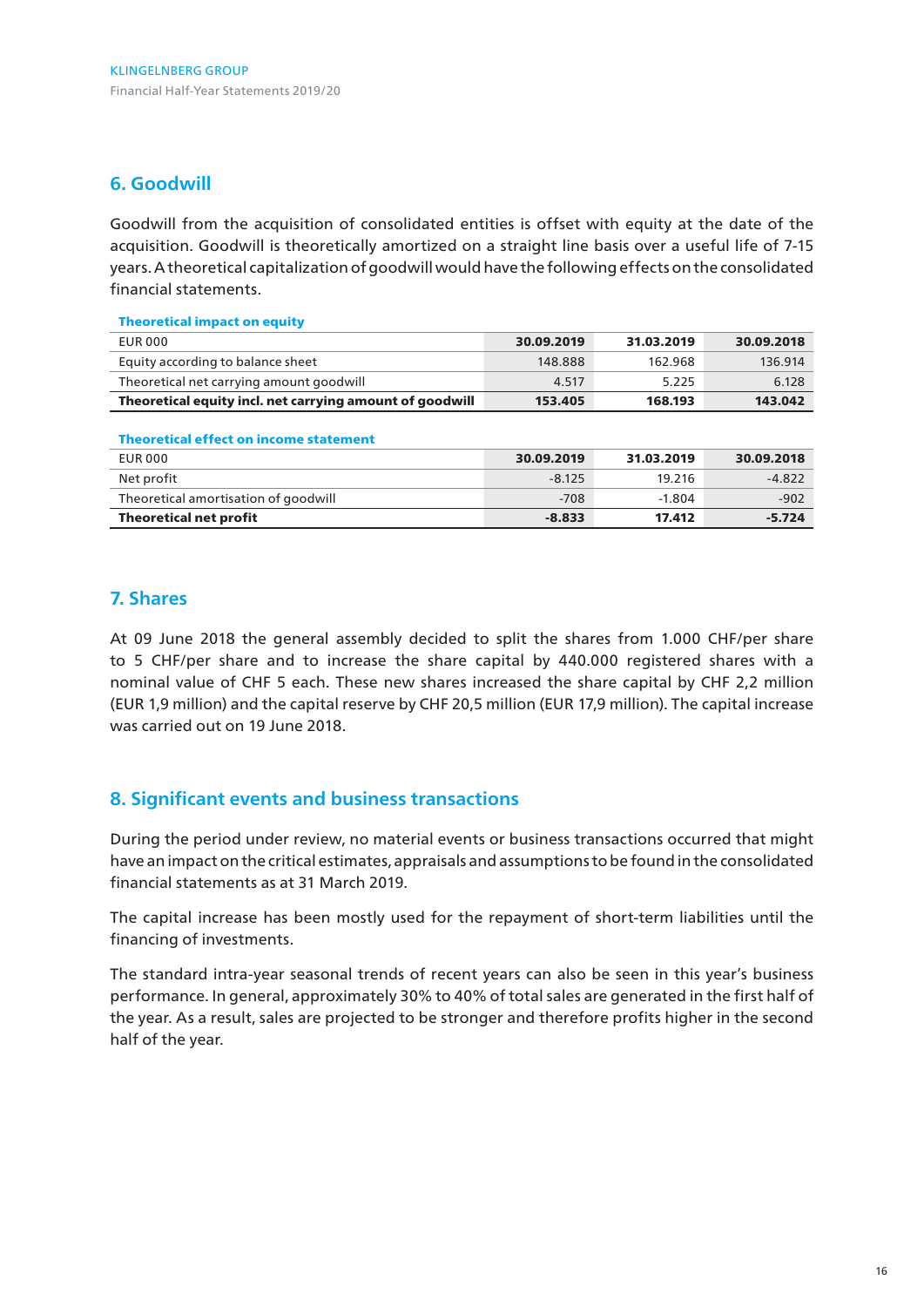## 6. Goodwill

Goodwill from the acquisition of consolidated entities is offset with equity at the date of the acquisition. Goodwill is theoretically amortized on a straight line basis over a useful life of 7-15 years. A theoretical capitalization of goodwill would have the following effects on the consolidated financial statements.

**Theoretical impact on equity**

| EUR 000 | 30.09.2019 | 31.03.2019 | 30.09.2018 |
|---|---|---|---|
| Equity according to balance sheet | 148.888 | 162.968 | 136.914 |
| Theoretical net carrying amount goodwill | 4.517 | 5.225 | 6.128 |
| **Theoretical equity incl. net carrying amount of goodwill** | **153.405** | **168.193** | **143.042** |

**Theoretical effect on income statement**

| EUR 000 | 30.09.2019 | 31.03.2019 | 30.09.2018 |
|---|---|---|---|
| Net profit | -8.125 | 19.216 | -4.822 |
| Theoretical amortisation of goodwill | -708 | -1.804 | -902 |
| **Theoretical net profit** | **-8.833** | **17.412** | **-5.724** |

## 7. Shares

At 09 June 2018 the general assembly decided to split the shares from 1.000 CHF/per share to 5 CHF/per share and to increase the share capital by 440.000 registered shares with a nominal value of CHF 5 each. These new shares increased the share capital by CHF 2,2 million (EUR 1,9 million) and the capital reserve by CHF 20,5 million (EUR 17,9 million). The capital increase was carried out on 19 June 2018.

## 8. Significant events and business transactions

During the period under review, no material events or business transactions occurred that might have an impact on the critical estimates, appraisals and assumptions to be found in the consolidated financial statements as at 31 March 2019.

The capital increase has been mostly used for the repayment of short-term liabilities until the financing of investments.

The standard intra-year seasonal trends of recent years can also be seen in this year's business performance. In general, approximately 30% to 40% of total sales are generated in the first half of the year. As a result, sales are projected to be stronger and therefore profits higher in the second half of the year.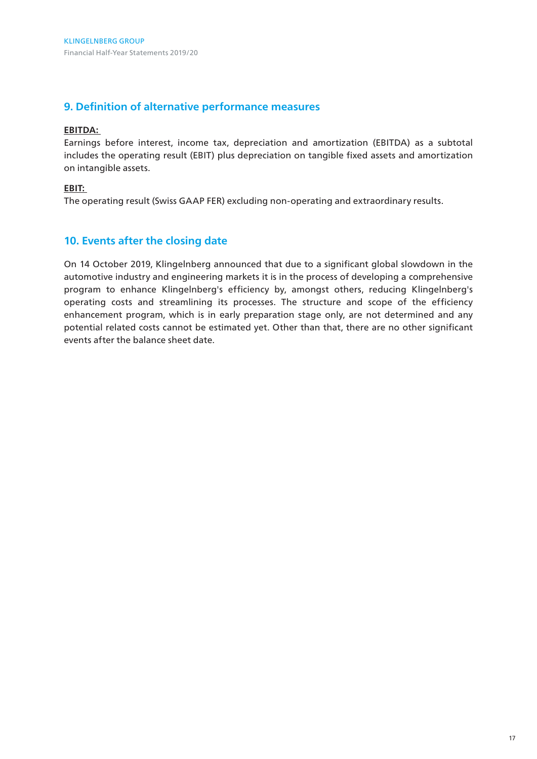## 9. Definition of alternative performance measures

**EBITDA:**

Earnings before interest, income tax, depreciation and amortization (EBITDA) as a subtotal includes the operating result (EBIT) plus depreciation on tangible fixed assets and amortization on intangible assets.

**EBIT:**

The operating result (Swiss GAAP FER) excluding non-operating and extraordinary results.

## 10. Events after the closing date

On 14 October 2019, Klingelnberg announced that due to a significant global slowdown in the automotive industry and engineering markets it is in the process of developing a comprehensive program to enhance Klingelnberg's efficiency by, amongst others, reducing Klingelnberg's operating costs and streamlining its processes. The structure and scope of the efficiency enhancement program, which is in early preparation stage only, are not determined and any potential related costs cannot be estimated yet. Other than that, there are no other significant events after the balance sheet date.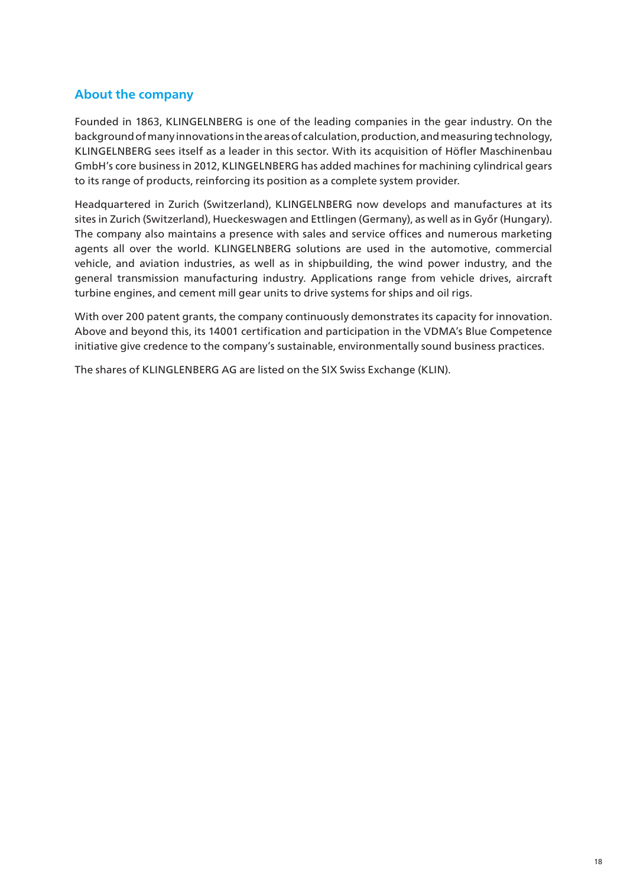## About the company

Founded in 1863, KLINGELNBERG is one of the leading companies in the gear industry. On the background of many innovations in the areas of calculation, production, and measuring technology, KLINGELNBERG sees itself as a leader in this sector. With its acquisition of Höfler Maschinenbau GmbH's core business in 2012, KLINGELNBERG has added machines for machining cylindrical gears to its range of products, reinforcing its position as a complete system provider.

Headquartered in Zurich (Switzerland), KLINGELNBERG now develops and manufactures at its sites in Zurich (Switzerland), Hueckeswagen and Ettlingen (Germany), as well as in Győr (Hungary). The company also maintains a presence with sales and service offices and numerous marketing agents all over the world. KLINGELNBERG solutions are used in the automotive, commercial vehicle, and aviation industries, as well as in shipbuilding, the wind power industry, and the general transmission manufacturing industry. Applications range from vehicle drives, aircraft turbine engines, and cement mill gear units to drive systems for ships and oil rigs.

With over 200 patent grants, the company continuously demonstrates its capacity for innovation. Above and beyond this, its 14001 certification and participation in the VDMA's Blue Competence initiative give credence to the company's sustainable, environmentally sound business practices.

The shares of KLINGLENBERG AG are listed on the SIX Swiss Exchange (KLIN).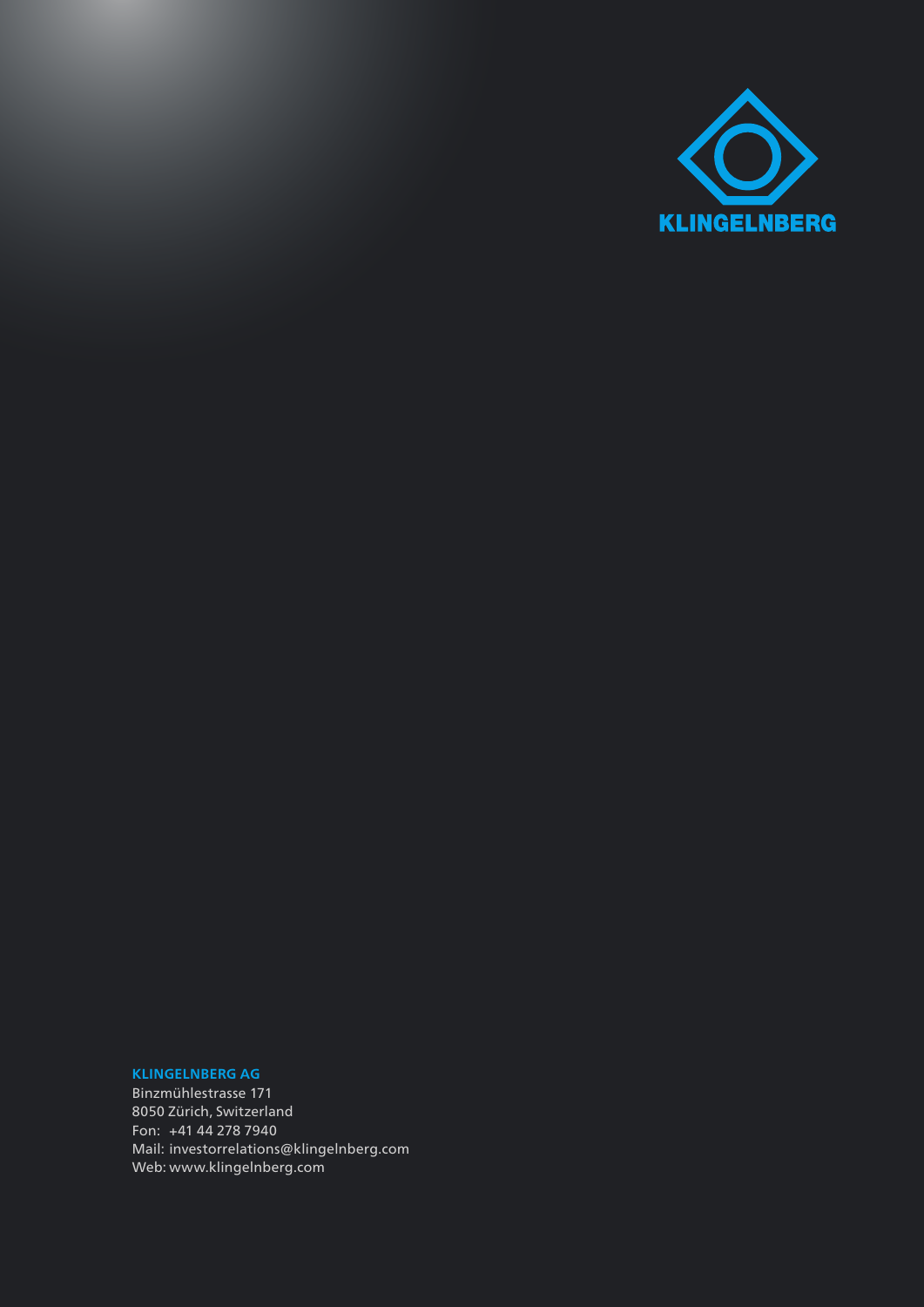KLINGELNBERG

**KLINGELNBERG AG**
Binzmühlestrasse 171
8050 Zürich, Switzerland
Fon: +41 44 278 7940
Mail: investorrelations@klingelnberg.com
Web: www.klingelnberg.com